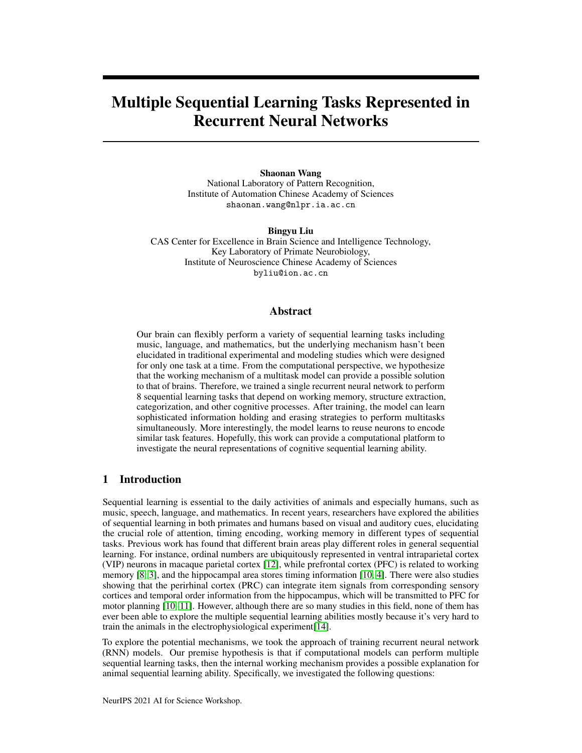# Multiple Sequential Learning Tasks Represented in Recurrent Neural Networks

**Shaonan Wang**
National Laboratory of Pattern Recognition,
Institute of Automation Chinese Academy of Sciences
shaonan.wang@nlpr.ia.ac.cn

**Bingyu Liu**
CAS Center for Excellence in Brain Science and Intelligence Technology,
Key Laboratory of Primate Neurobiology,
Institute of Neuroscience Chinese Academy of Sciences
byliu@ion.ac.cn

## Abstract

Our brain can flexibly perform a variety of sequential learning tasks including music, language, and mathematics, but the underlying mechanism hasn't been elucidated in traditional experimental and modeling studies which were designed for only one task at a time. From the computational perspective, we hypothesize that the working mechanism of a multitask model can provide a possible solution to that of brains. Therefore, we trained a single recurrent neural network to perform 8 sequential learning tasks that depend on working memory, structure extraction, categorization, and other cognitive processes. After training, the model can learn sophisticated information holding and erasing strategies to perform multitasks simultaneously. More interestingly, the model learns to reuse neurons to encode similar task features. Hopefully, this work can provide a computational platform to investigate the neural representations of cognitive sequential learning ability.

## 1 Introduction

Sequential learning is essential to the daily activities of animals and especially humans, such as music, speech, language, and mathematics. In recent years, researchers have explored the abilities of sequential learning in both primates and humans based on visual and auditory cues, elucidating the crucial role of attention, timing encoding, working memory in different types of sequential tasks. Previous work has found that different brain areas play different roles in general sequential learning. For instance, ordinal numbers are ubiquitously represented in ventral intraparietal cortex (VIP) neurons in macaque parietal cortex [12], while prefrontal cortex (PFC) is related to working memory [8, 3], and the hippocampal area stores timing information [10, 4]. There were also studies showing that the perirhinal cortex (PRC) can integrate item signals from corresponding sensory cortices and temporal order information from the hippocampus, which will be transmitted to PFC for motor planning [10, 11]. However, although there are so many studies in this field, none of them has ever been able to explore the multiple sequential learning abilities mostly because it's very hard to train the animals in the electrophysiological experiment[14].

To explore the potential mechanisms, we took the approach of training recurrent neural network (RNN) models. Our premise hypothesis is that if computational models can perform multiple sequential learning tasks, then the internal working mechanism provides a possible explanation for animal sequential learning ability. Specifically, we investigated the following questions: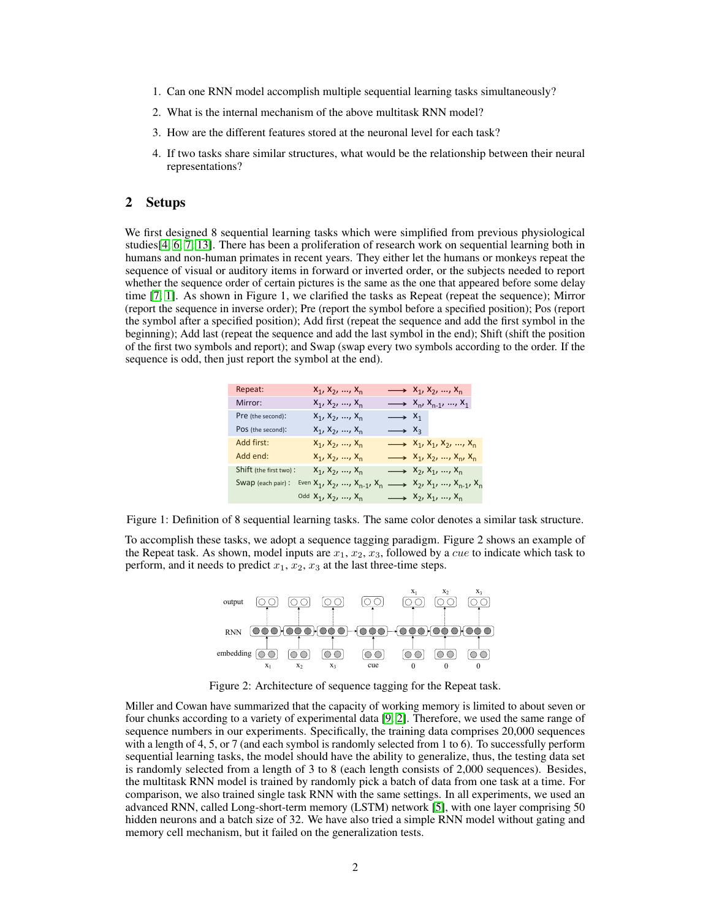1. Can one RNN model accomplish multiple sequential learning tasks simultaneously?
2. What is the internal mechanism of the above multitask RNN model?
3. How are the different features stored at the neuronal level for each task?
4. If two tasks share similar structures, what would be the relationship between their neural representations?

## 2 Setups

We first designed 8 sequential learning tasks which were simplified from previous physiological studies[4, 6, 7, 13]. There has been a proliferation of research work on sequential learning both in humans and non-human primates in recent years. They either let the humans or monkeys repeat the sequence of visual or auditory items in forward or inverted order, or the subjects needed to report whether the sequence order of certain pictures is the same as the one that appeared before some delay time [7, 1]. As shown in Figure 1, we clarified the tasks as Repeat (repeat the sequence); Mirror (report the sequence in inverse order); Pre (report the symbol before a specified position); Pos (report the symbol after a specified position); Add first (repeat the sequence and add the first symbol in the beginning); Add last (repeat the sequence and add the last symbol in the end); Shift (shift the position of the first two symbols and report); and Swap (swap every two symbols according to the order. If the sequence is odd, then just report the symbol at the end).

| Task | | Input | | Output |
|---|---|---|---|---|
| Repeat: | | $x_1, x_2, \dots, x_n$ | $\longrightarrow$ | $x_1, x_2, \dots, x_n$ |
| Mirror: | | $x_1, x_2, \dots, x_n$ | $\longrightarrow$ | $x_n, x_{n-1}, \dots, x_1$ |
| Pre (the second): | | $x_1, x_2, \dots, x_n$ | $\longrightarrow$ | $x_1$ |
| Pos (the second): | | $x_1, x_2, \dots, x_n$ | $\longrightarrow$ | $x_3$ |
| Add first: | | $x_1, x_2, \dots, x_n$ | $\longrightarrow$ | $x_1, x_1, x_2, \dots, x_n$ |
| Add end: | | $x_1, x_2, \dots, x_n$ | $\longrightarrow$ | $x_1, x_2, \dots, x_n, x_n$ |
| Shift (the first two): | | $x_1, x_2, \dots, x_n$ | $\longrightarrow$ | $x_2, x_1, \dots, x_n$ |
| Swap (each pair): | Even | $x_1, x_2, \dots, x_{n-1}, x_n$ | $\longrightarrow$ | $x_2, x_1, \dots, x_n, x_{n-1}$ |
| | Odd | $x_1, x_2, \dots, x_n$ | $\longrightarrow$ | $x_2, x_1, \dots, x_n$ |

Figure 1: Definition of 8 sequential learning tasks. The same color denotes a similar task structure.

To accomplish these tasks, we adopt a sequence tagging paradigm. Figure 2 shows an example of the Repeat task. As shown, model inputs are $x_1$, $x_2$, $x_3$, followed by a *cue* to indicate which task to perform, and it needs to predict $x_1$, $x_2$, $x_3$ at the last three-time steps.

Figure 2: Architecture of sequence tagging for the Repeat task.

Miller and Cowan have summarized that the capacity of working memory is limited to about seven or four chunks according to a variety of experimental data [9, 2]. Therefore, we used the same range of sequence numbers in our experiments. Specifically, the training data comprises 20,000 sequences with a length of 4, 5, or 7 (and each symbol is randomly selected from 1 to 6). To successfully perform sequential learning tasks, the model should have the ability to generalize, thus, the testing data set is randomly selected from a length of 3 to 8 (each length consists of 2,000 sequences). Besides, the multitask RNN model is trained by randomly pick a batch of data from one task at a time. For comparison, we also trained single task RNN with the same settings. In all experiments, we used an advanced RNN, called Long-short-term memory (LSTM) network [5], with one layer comprising 50 hidden neurons and a batch size of 32. We have also tried a simple RNN model without gating and memory cell mechanism, but it failed on the generalization tests.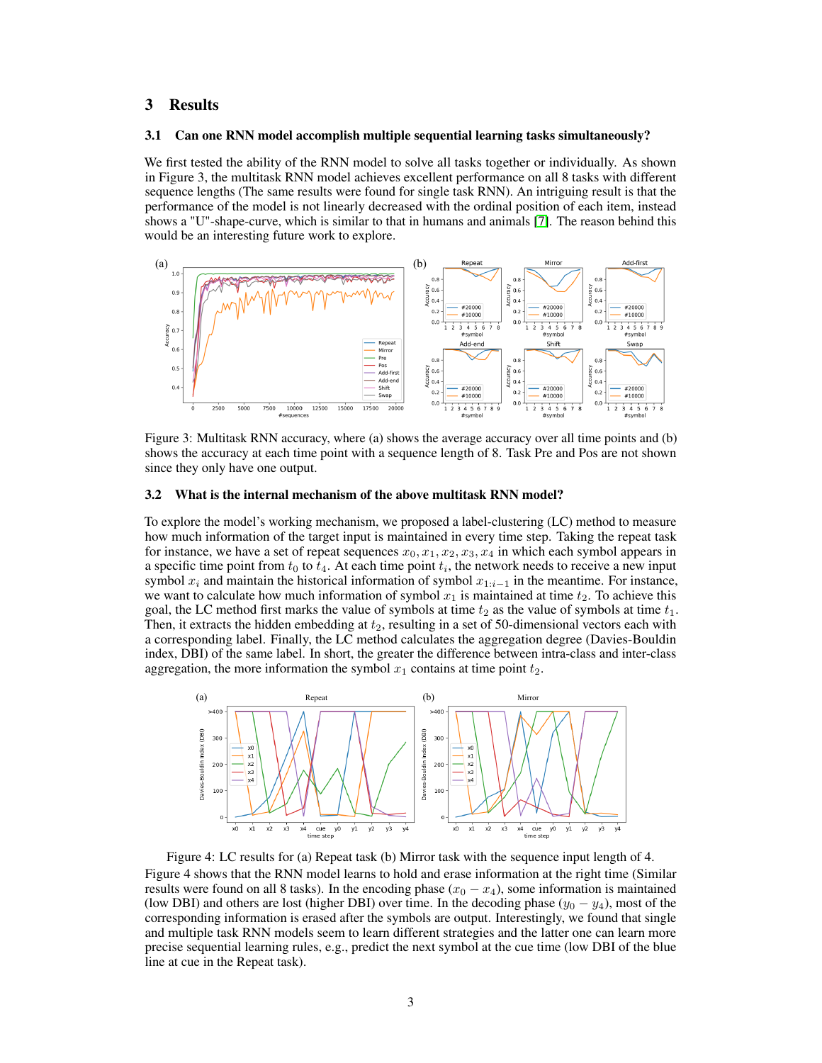## 3 Results

### 3.1 Can one RNN model accomplish multiple sequential learning tasks simultaneously?

We first tested the ability of the RNN model to solve all tasks together or individually. As shown in Figure 3, the multitask RNN model achieves excellent performance on all 8 tasks with different sequence lengths (The same results were found for single task RNN). An intriguing result is that the performance of the model is not linearly decreased with the ordinal position of each item, instead shows a "U"-shape-curve, which is similar to that in humans and animals [7]. The reason behind this would be an interesting future work to explore.

Figure 3: Multitask RNN accuracy, where (a) shows the average accuracy over all time points and (b) shows the accuracy at each time point with a sequence length of 8. Task Pre and Pos are not shown since they only have one output.

### 3.2 What is the internal mechanism of the above multitask RNN model?

To explore the model's working mechanism, we proposed a label-clustering (LC) method to measure how much information of the target input is maintained in every time step. Taking the repeat task for instance, we have a set of repeat sequences $x_0, x_1, x_2, x_3, x_4$ in which each symbol appears in a specific time point from $t_0$ to $t_4$. At each time point $t_i$, the network needs to receive a new input symbol $x_i$ and maintain the historical information of symbol $x_{1:i-1}$ in the meantime. For instance, we want to calculate how much information of symbol $x_1$ is maintained at time $t_2$. To achieve this goal, the LC method first marks the value of symbols at time $t_2$ as the value of symbols at time $t_1$. Then, it extracts the hidden embedding at $t_2$, resulting in a set of 50-dimensional vectors each with a corresponding label. Finally, the LC method calculates the aggregation degree (Davies-Bouldin index, DBI) of the same label. In short, the greater the difference between intra-class and inter-class aggregation, the more information the symbol $x_1$ contains at time point $t_2$.

Figure 4: LC results for (a) Repeat task (b) Mirror task with the sequence input length of 4.

Figure 4 shows that the RNN model learns to hold and erase information at the right time (Similar results were found on all 8 tasks). In the encoding phase ($x_0 - x_4$), some information is maintained (low DBI) and others are lost (higher DBI) over time. In the decoding phase ($y_0 - y_4$), most of the corresponding information is erased after the symbols are output. Interestingly, we found that single and multiple task RNN models seem to learn different strategies and the latter one can learn more precise sequential learning rules, e.g., predict the next symbol at the cue time (low DBI of the blue line at cue in the Repeat task).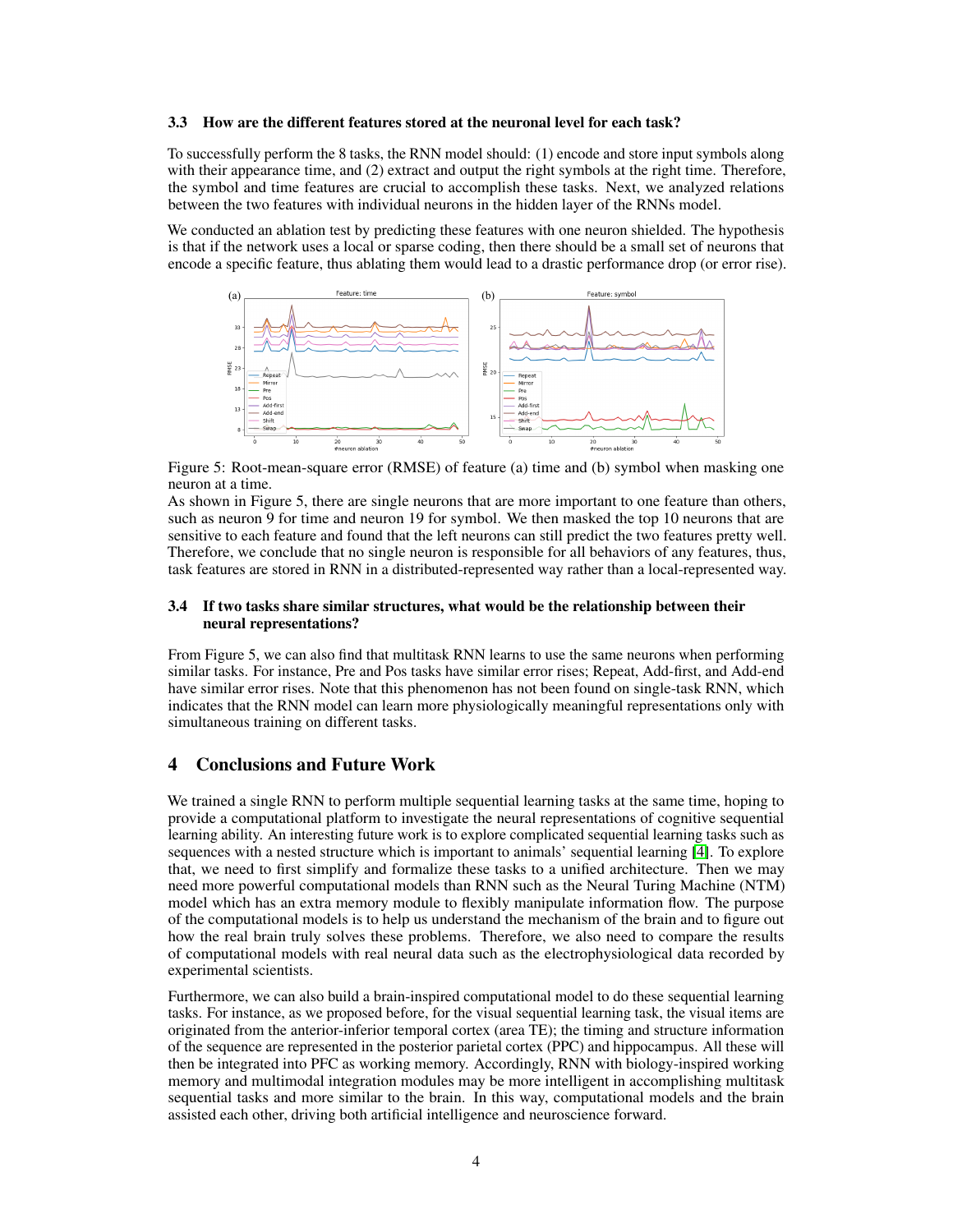### 3.3 How are the different features stored at the neuronal level for each task?

To successfully perform the 8 tasks, the RNN model should: (1) encode and store input symbols along with their appearance time, and (2) extract and output the right symbols at the right time. Therefore, the symbol and time features are crucial to accomplish these tasks. Next, we analyzed relations between the two features with individual neurons in the hidden layer of the RNNs model.

We conducted an ablation test by predicting these features with one neuron shielded. The hypothesis is that if the network uses a local or sparse coding, then there should be a small set of neurons that encode a specific feature, thus ablating them would lead to a drastic performance drop (or error rise).

Figure 5: Root-mean-square error (RMSE) of feature (a) time and (b) symbol when masking one neuron at a time.

As shown in Figure 5, there are single neurons that are more important to one feature than others, such as neuron 9 for time and neuron 19 for symbol. We then masked the top 10 neurons that are sensitive to each feature and found that the left neurons can still predict the two features pretty well. Therefore, we conclude that no single neuron is responsible for all behaviors of any features, thus, task features are stored in RNN in a distributed-represented way rather than a local-represented way.

### 3.4 If two tasks share similar structures, what would be the relationship between their neural representations?

From Figure 5, we can also find that multitask RNN learns to use the same neurons when performing similar tasks. For instance, Pre and Pos tasks have similar error rises; Repeat, Add-first, and Add-end have similar error rises. Note that this phenomenon has not been found on single-task RNN, which indicates that the RNN model can learn more physiologically meaningful representations only with simultaneous training on different tasks.

## 4 Conclusions and Future Work

We trained a single RNN to perform multiple sequential learning tasks at the same time, hoping to provide a computational platform to investigate the neural representations of cognitive sequential learning ability. An interesting future work is to explore complicated sequential learning tasks such as sequences with a nested structure which is important to animals' sequential learning [4]. To explore that, we need to first simplify and formalize these tasks to a unified architecture. Then we may need more powerful computational models than RNN such as the Neural Turing Machine (NTM) model which has an extra memory module to flexibly manipulate information flow. The purpose of the computational models is to help us understand the mechanism of the brain and to figure out how the real brain truly solves these problems. Therefore, we also need to compare the results of computational models with real neural data such as the electrophysiological data recorded by experimental scientists.

Furthermore, we can also build a brain-inspired computational model to do these sequential learning tasks. For instance, as we proposed before, for the visual sequential learning task, the visual items are originated from the anterior-inferior temporal cortex (area TE); the timing and structure information of the sequence are represented in the posterior parietal cortex (PPC) and hippocampus. All these will then be integrated into PFC as working memory. Accordingly, RNN with biology-inspired working memory and multimodal integration modules may be more intelligent in accomplishing multitask sequential tasks and more similar to the brain. In this way, computational models and the brain assisted each other, driving both artificial intelligence and neuroscience forward.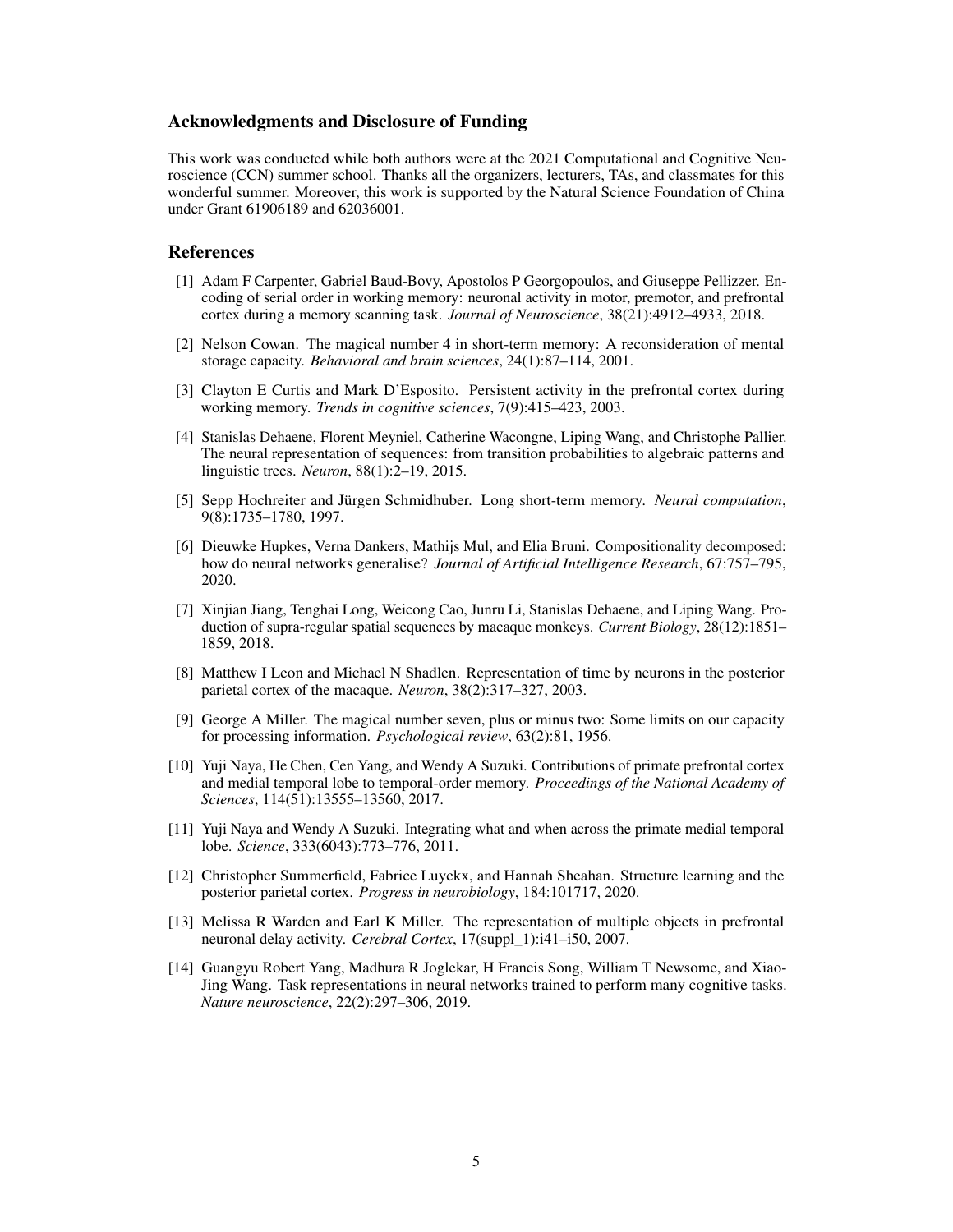## Acknowledgments and Disclosure of Funding

This work was conducted while both authors were at the 2021 Computational and Cognitive Neuroscience (CCN) summer school. Thanks all the organizers, lecturers, TAs, and classmates for this wonderful summer. Moreover, this work is supported by the Natural Science Foundation of China under Grant 61906189 and 62036001.

## References

[1] Adam F Carpenter, Gabriel Baud-Bovy, Apostolos P Georgopoulos, and Giuseppe Pellizzer. Encoding of serial order in working memory: neuronal activity in motor, premotor, and prefrontal cortex during a memory scanning task. *Journal of Neuroscience*, 38(21):4912–4933, 2018.

[2] Nelson Cowan. The magical number 4 in short-term memory: A reconsideration of mental storage capacity. *Behavioral and brain sciences*, 24(1):87–114, 2001.

[3] Clayton E Curtis and Mark D'Esposito. Persistent activity in the prefrontal cortex during working memory. *Trends in cognitive sciences*, 7(9):415–423, 2003.

[4] Stanislas Dehaene, Florent Meyniel, Catherine Wacongne, Liping Wang, and Christophe Pallier. The neural representation of sequences: from transition probabilities to algebraic patterns and linguistic trees. *Neuron*, 88(1):2–19, 2015.

[5] Sepp Hochreiter and Jürgen Schmidhuber. Long short-term memory. *Neural computation*, 9(8):1735–1780, 1997.

[6] Dieuwke Hupkes, Verna Dankers, Mathijs Mul, and Elia Bruni. Compositionality decomposed: how do neural networks generalise? *Journal of Artificial Intelligence Research*, 67:757–795, 2020.

[7] Xinjian Jiang, Tenghai Long, Weicong Cao, Junru Li, Stanislas Dehaene, and Liping Wang. Production of supra-regular spatial sequences by macaque monkeys. *Current Biology*, 28(12):1851–1859, 2018.

[8] Matthew I Leon and Michael N Shadlen. Representation of time by neurons in the posterior parietal cortex of the macaque. *Neuron*, 38(2):317–327, 2003.

[9] George A Miller. The magical number seven, plus or minus two: Some limits on our capacity for processing information. *Psychological review*, 63(2):81, 1956.

[10] Yuji Naya, He Chen, Cen Yang, and Wendy A Suzuki. Contributions of primate prefrontal cortex and medial temporal lobe to temporal-order memory. *Proceedings of the National Academy of Sciences*, 114(51):13555–13560, 2017.

[11] Yuji Naya and Wendy A Suzuki. Integrating what and when across the primate medial temporal lobe. *Science*, 333(6043):773–776, 2011.

[12] Christopher Summerfield, Fabrice Luyckx, and Hannah Sheahan. Structure learning and the posterior parietal cortex. *Progress in neurobiology*, 184:101717, 2020.

[13] Melissa R Warden and Earl K Miller. The representation of multiple objects in prefrontal neuronal delay activity. *Cerebral Cortex*, 17(suppl_1):i41–i50, 2007.

[14] Guangyu Robert Yang, Madhura R Joglekar, H Francis Song, William T Newsome, and Xiao-Jing Wang. Task representations in neural networks trained to perform many cognitive tasks. *Nature neuroscience*, 22(2):297–306, 2019.